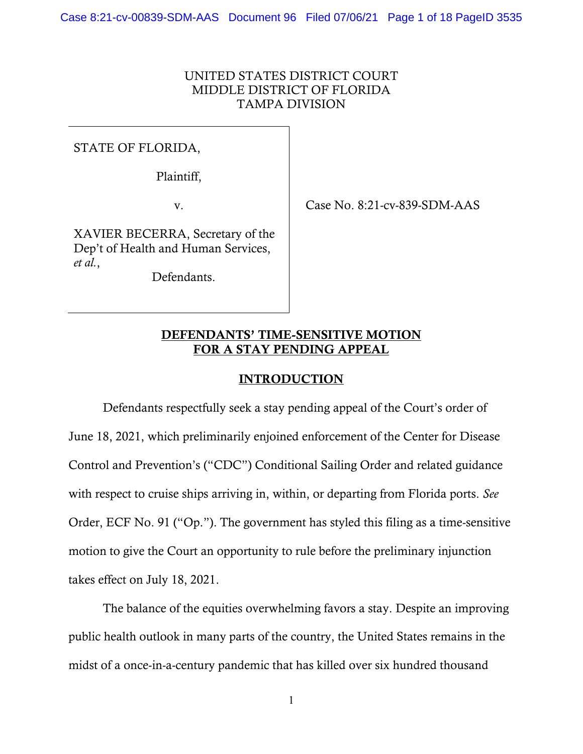UNITED STATES DISTRICT COURT
MIDDLE DISTRICT OF FLORIDA
TAMPA DIVISION

STATE OF FLORIDA,

Plaintiff,

v.

XAVIER BECERRA, Secretary of the Dep't of Health and Human Services, *et al.*,

Defendants.

Case No. 8:21-cv-839-SDM-AAS

## DEFENDANTS' TIME-SENSITIVE MOTION FOR A STAY PENDING APPEAL

## INTRODUCTION

Defendants respectfully seek a stay pending appeal of the Court's order of June 18, 2021, which preliminarily enjoined enforcement of the Center for Disease Control and Prevention's ("CDC") Conditional Sailing Order and related guidance with respect to cruise ships arriving in, within, or departing from Florida ports. *See* Order, ECF No. 91 ("Op."). The government has styled this filing as a time-sensitive motion to give the Court an opportunity to rule before the preliminary injunction takes effect on July 18, 2021.

The balance of the equities overwhelming favors a stay. Despite an improving public health outlook in many parts of the country, the United States remains in the midst of a once-in-a-century pandemic that has killed over six hundred thousand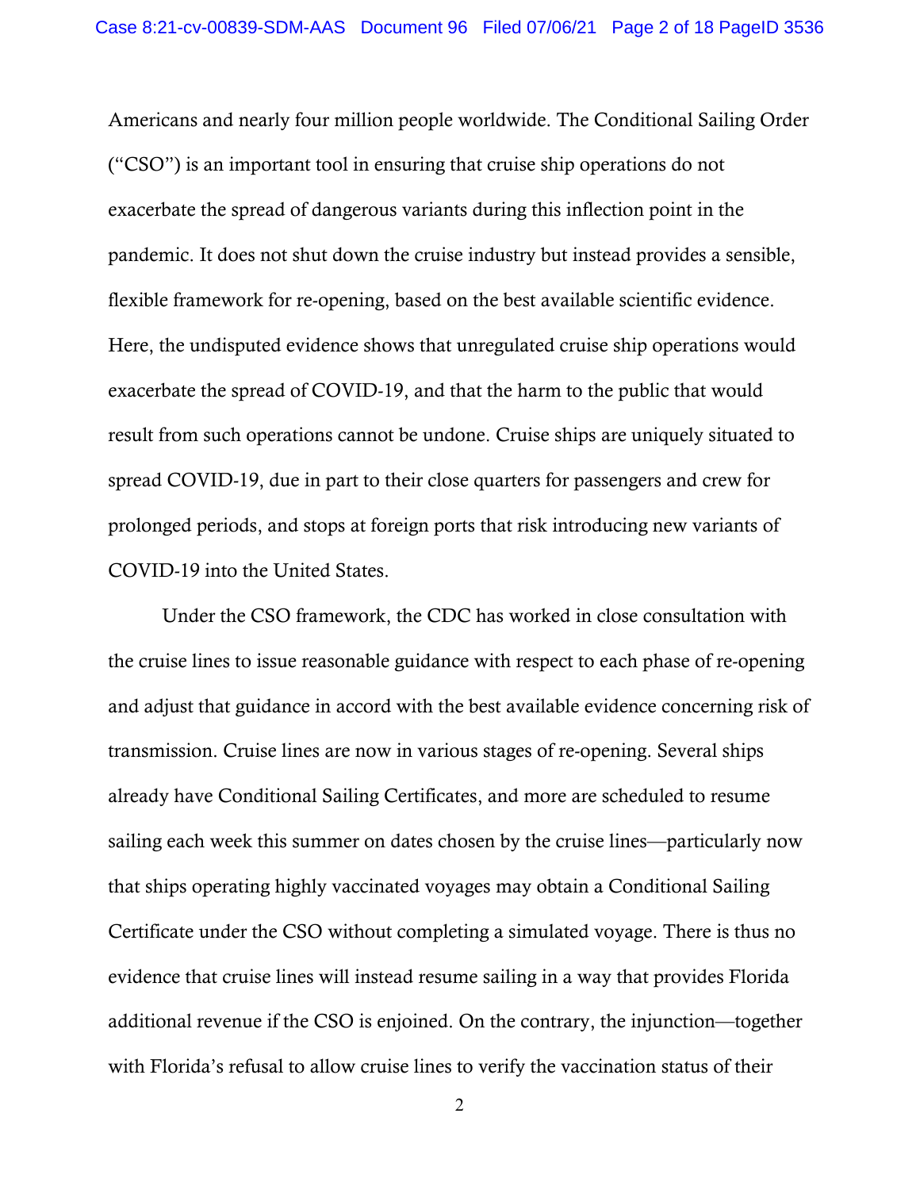Americans and nearly four million people worldwide. The Conditional Sailing Order ("CSO") is an important tool in ensuring that cruise ship operations do not exacerbate the spread of dangerous variants during this inflection point in the pandemic. It does not shut down the cruise industry but instead provides a sensible, flexible framework for re-opening, based on the best available scientific evidence. Here, the undisputed evidence shows that unregulated cruise ship operations would exacerbate the spread of COVID-19, and that the harm to the public that would result from such operations cannot be undone. Cruise ships are uniquely situated to spread COVID-19, due in part to their close quarters for passengers and crew for prolonged periods, and stops at foreign ports that risk introducing new variants of COVID-19 into the United States.

Under the CSO framework, the CDC has worked in close consultation with the cruise lines to issue reasonable guidance with respect to each phase of re-opening and adjust that guidance in accord with the best available evidence concerning risk of transmission. Cruise lines are now in various stages of re-opening. Several ships already have Conditional Sailing Certificates, and more are scheduled to resume sailing each week this summer on dates chosen by the cruise lines—particularly now that ships operating highly vaccinated voyages may obtain a Conditional Sailing Certificate under the CSO without completing a simulated voyage. There is thus no evidence that cruise lines will instead resume sailing in a way that provides Florida additional revenue if the CSO is enjoined. On the contrary, the injunction—together with Florida's refusal to allow cruise lines to verify the vaccination status of their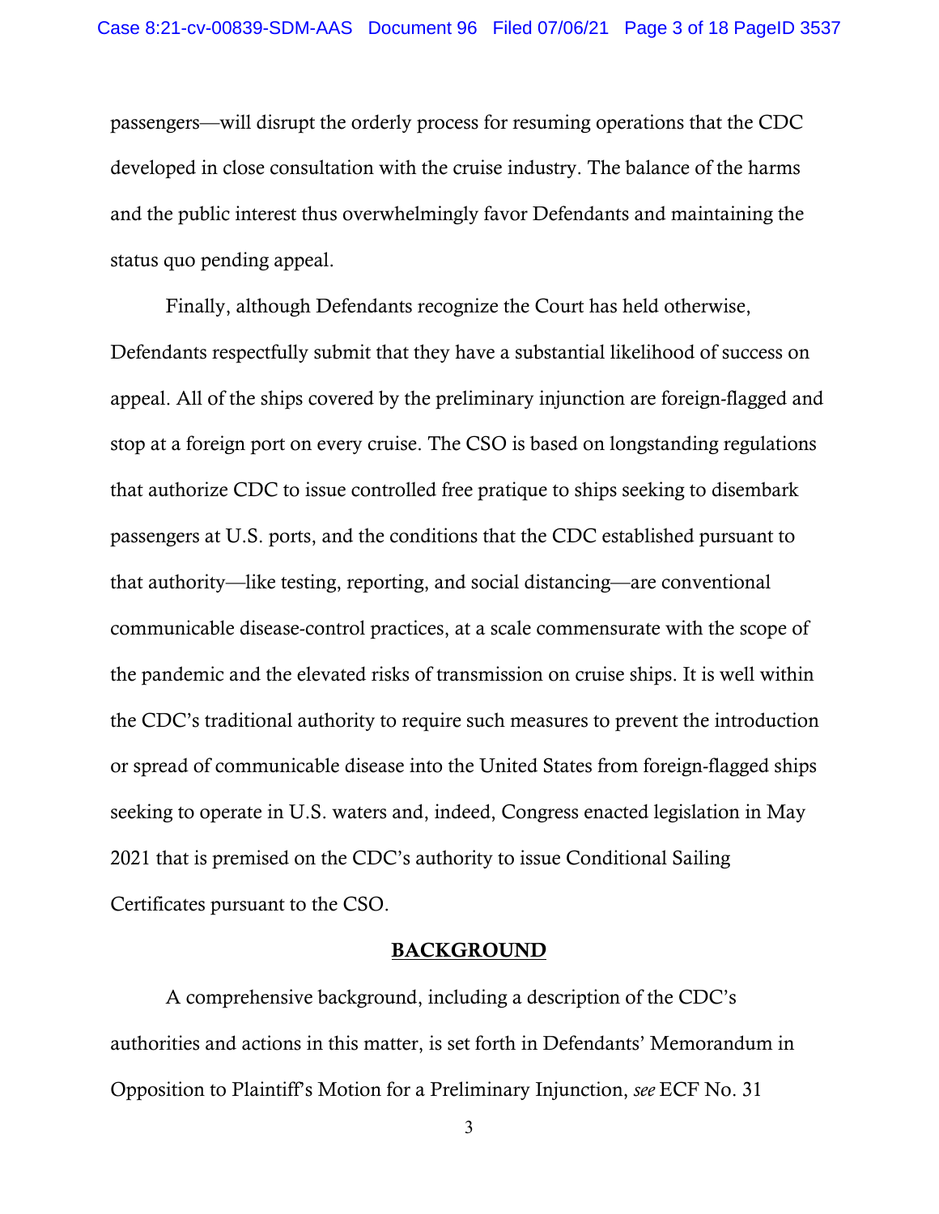passengers—will disrupt the orderly process for resuming operations that the CDC developed in close consultation with the cruise industry. The balance of the harms and the public interest thus overwhelmingly favor Defendants and maintaining the status quo pending appeal.

Finally, although Defendants recognize the Court has held otherwise, Defendants respectfully submit that they have a substantial likelihood of success on appeal. All of the ships covered by the preliminary injunction are foreign-flagged and stop at a foreign port on every cruise. The CSO is based on longstanding regulations that authorize CDC to issue controlled free pratique to ships seeking to disembark passengers at U.S. ports, and the conditions that the CDC established pursuant to that authority—like testing, reporting, and social distancing—are conventional communicable disease-control practices, at a scale commensurate with the scope of the pandemic and the elevated risks of transmission on cruise ships. It is well within the CDC's traditional authority to require such measures to prevent the introduction or spread of communicable disease into the United States from foreign-flagged ships seeking to operate in U.S. waters and, indeed, Congress enacted legislation in May 2021 that is premised on the CDC's authority to issue Conditional Sailing Certificates pursuant to the CSO.

## BACKGROUND

A comprehensive background, including a description of the CDC's authorities and actions in this matter, is set forth in Defendants' Memorandum in Opposition to Plaintiff's Motion for a Preliminary Injunction, *see* ECF No. 31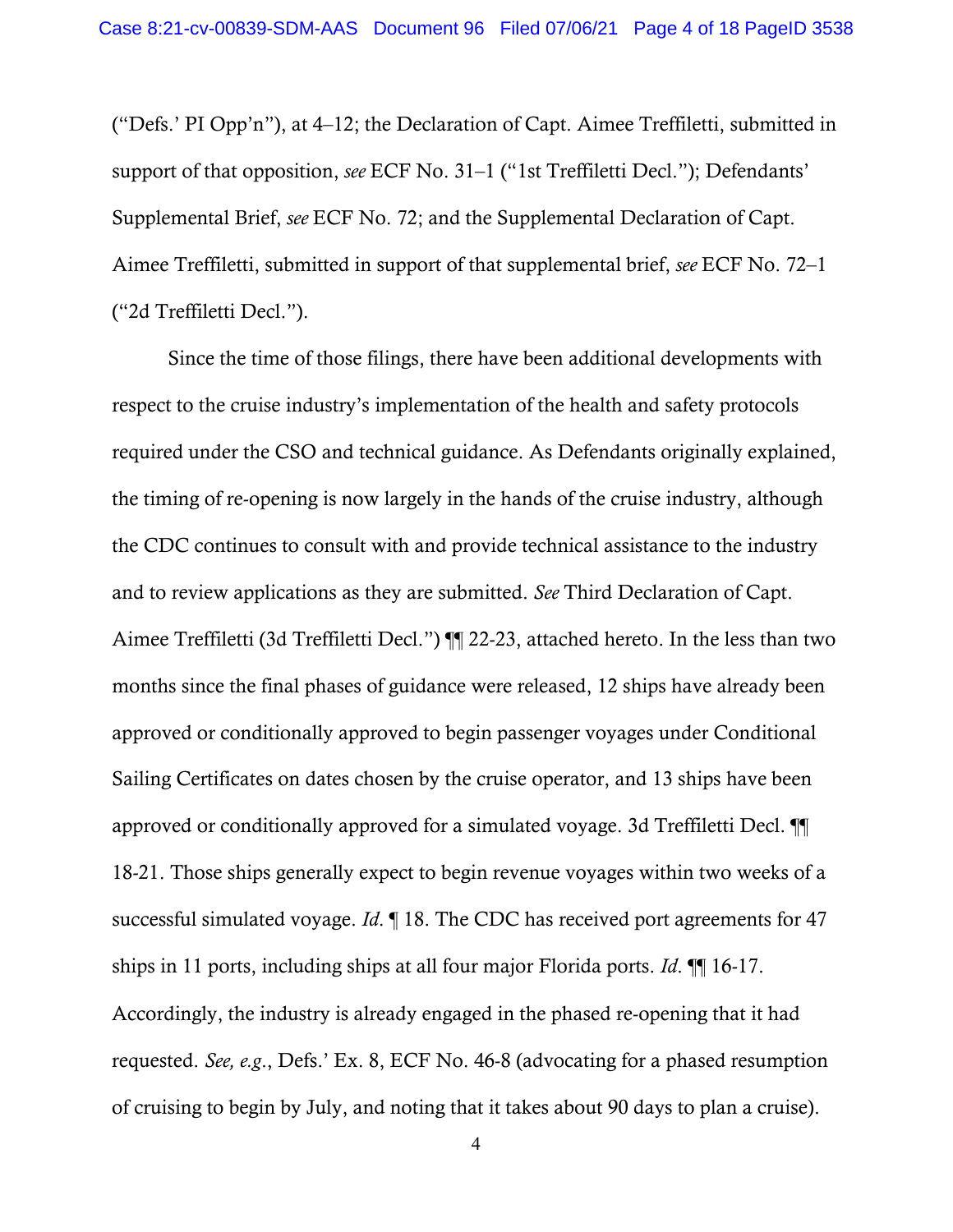("Defs.' PI Opp'n"), at 4–12; the Declaration of Capt. Aimee Treffiletti, submitted in support of that opposition, *see* ECF No. 31–1 ("1st Treffiletti Decl."); Defendants' Supplemental Brief, *see* ECF No. 72; and the Supplemental Declaration of Capt. Aimee Treffiletti, submitted in support of that supplemental brief, *see* ECF No. 72–1 ("2d Treffiletti Decl.").

Since the time of those filings, there have been additional developments with respect to the cruise industry's implementation of the health and safety protocols required under the CSO and technical guidance. As Defendants originally explained, the timing of re-opening is now largely in the hands of the cruise industry, although the CDC continues to consult with and provide technical assistance to the industry and to review applications as they are submitted. *See* Third Declaration of Capt. Aimee Treffiletti (3d Treffiletti Decl.") ¶¶ 22-23, attached hereto. In the less than two months since the final phases of guidance were released, 12 ships have already been approved or conditionally approved to begin passenger voyages under Conditional Sailing Certificates on dates chosen by the cruise operator, and 13 ships have been approved or conditionally approved for a simulated voyage. 3d Treffiletti Decl. ¶¶ 18-21. Those ships generally expect to begin revenue voyages within two weeks of a successful simulated voyage. *Id.* ¶ 18. The CDC has received port agreements for 47 ships in 11 ports, including ships at all four major Florida ports. *Id.* ¶¶ 16-17. Accordingly, the industry is already engaged in the phased re-opening that it had requested. *See, e.g.*, Defs.' Ex. 8, ECF No. 46-8 (advocating for a phased resumption of cruising to begin by July, and noting that it takes about 90 days to plan a cruise).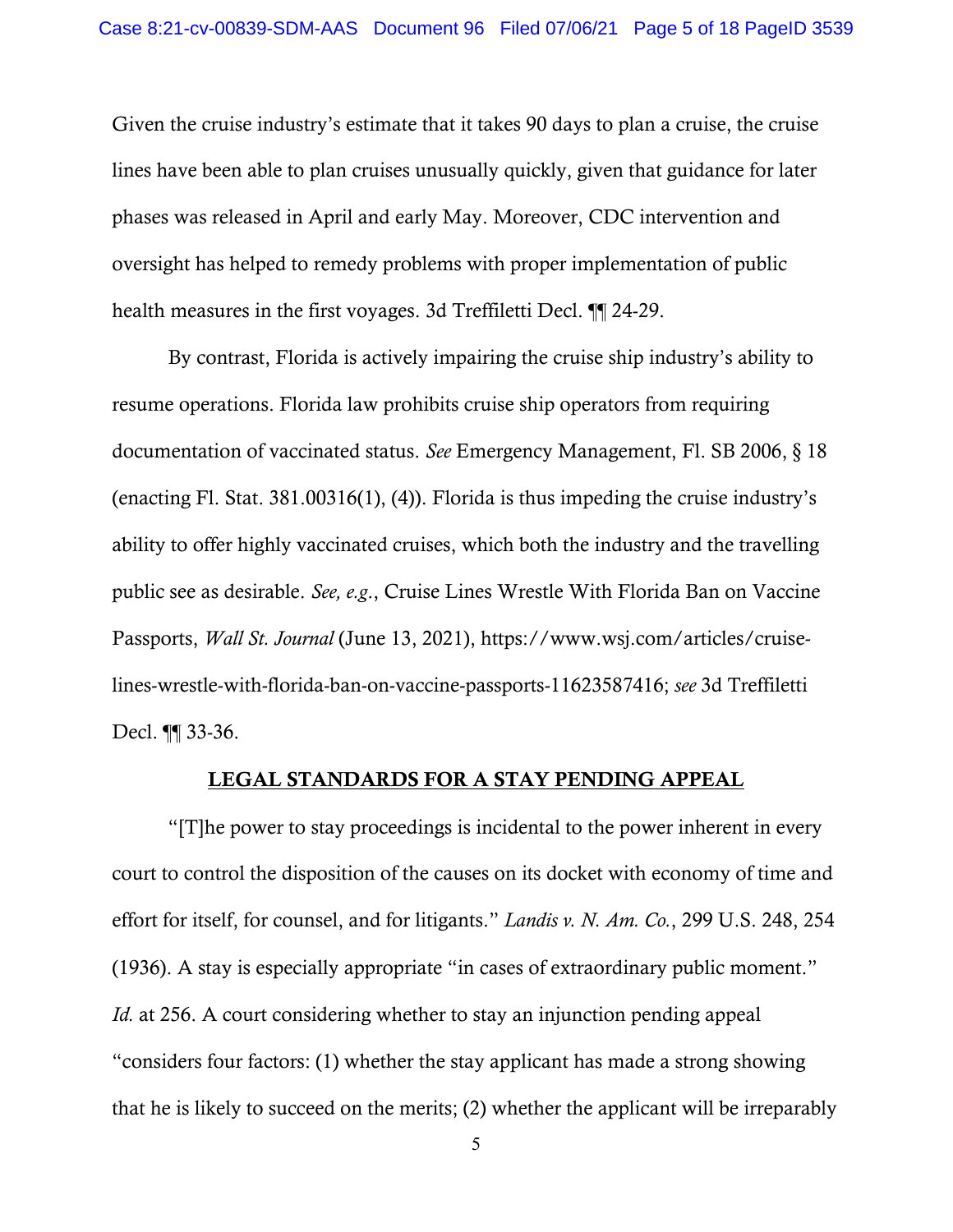Given the cruise industry's estimate that it takes 90 days to plan a cruise, the cruise lines have been able to plan cruises unusually quickly, given that guidance for later phases was released in April and early May. Moreover, CDC intervention and oversight has helped to remedy problems with proper implementation of public health measures in the first voyages. 3d Treffiletti Decl. ¶¶ 24-29.

By contrast, Florida is actively impairing the cruise ship industry's ability to resume operations. Florida law prohibits cruise ship operators from requiring documentation of vaccinated status. *See* Emergency Management, Fl. SB 2006, § 18 (enacting Fl. Stat. 381.00316(1), (4)). Florida is thus impeding the cruise industry's ability to offer highly vaccinated cruises, which both the industry and the travelling public see as desirable. *See, e.g.*, Cruise Lines Wrestle With Florida Ban on Vaccine Passports, *Wall St. Journal* (June 13, 2021), https://www.wsj.com/articles/cruise-lines-wrestle-with-florida-ban-on-vaccine-passports-11623587416; *see* 3d Treffiletti Decl. ¶¶ 33-36.

## LEGAL STANDARDS FOR A STAY PENDING APPEAL

"[T]he power to stay proceedings is incidental to the power inherent in every court to control the disposition of the causes on its docket with economy of time and effort for itself, for counsel, and for litigants." *Landis v. N. Am. Co.*, 299 U.S. 248, 254 (1936). A stay is especially appropriate "in cases of extraordinary public moment." *Id.* at 256. A court considering whether to stay an injunction pending appeal "considers four factors: (1) whether the stay applicant has made a strong showing that he is likely to succeed on the merits; (2) whether the applicant will be irreparably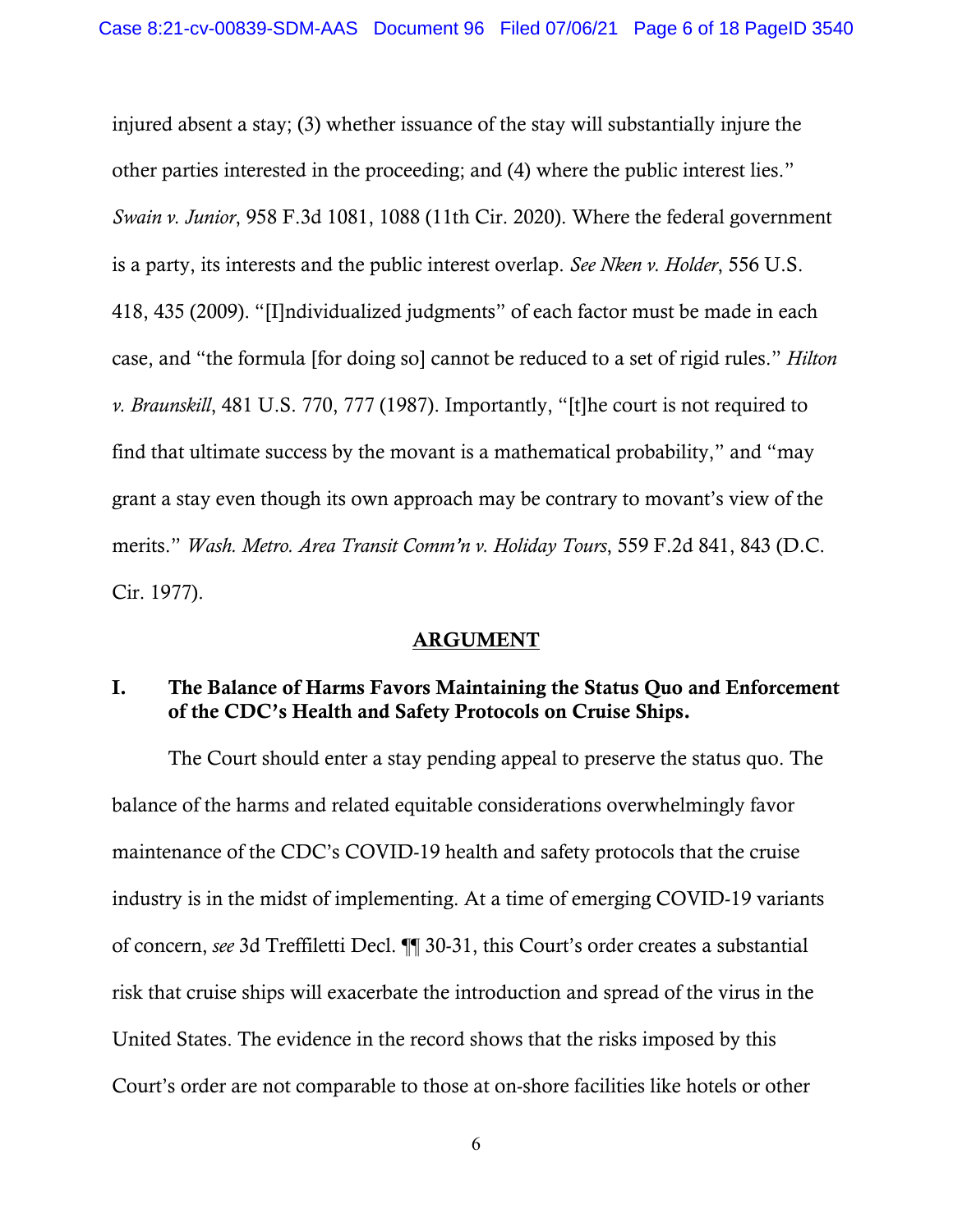injured absent a stay; (3) whether issuance of the stay will substantially injure the other parties interested in the proceeding; and (4) where the public interest lies." *Swain v. Junior*, 958 F.3d 1081, 1088 (11th Cir. 2020). Where the federal government is a party, its interests and the public interest overlap. *See Nken v. Holder*, 556 U.S. 418, 435 (2009). "[I]ndividualized judgments" of each factor must be made in each case, and "the formula [for doing so] cannot be reduced to a set of rigid rules." *Hilton v. Braunskill*, 481 U.S. 770, 777 (1987). Importantly, "[t]he court is not required to find that ultimate success by the movant is a mathematical probability," and "may grant a stay even though its own approach may be contrary to movant's view of the merits." *Wash. Metro. Area Transit Comm'n v. Holiday Tours*, 559 F.2d 841, 843 (D.C. Cir. 1977).

## ARGUMENT

### I. The Balance of Harms Favors Maintaining the Status Quo and Enforcement of the CDC's Health and Safety Protocols on Cruise Ships.

The Court should enter a stay pending appeal to preserve the status quo. The balance of the harms and related equitable considerations overwhelmingly favor maintenance of the CDC's COVID-19 health and safety protocols that the cruise industry is in the midst of implementing. At a time of emerging COVID-19 variants of concern, *see* 3d Treffiletti Decl. ¶¶ 30-31, this Court's order creates a substantial risk that cruise ships will exacerbate the introduction and spread of the virus in the United States. The evidence in the record shows that the risks imposed by this Court's order are not comparable to those at on-shore facilities like hotels or other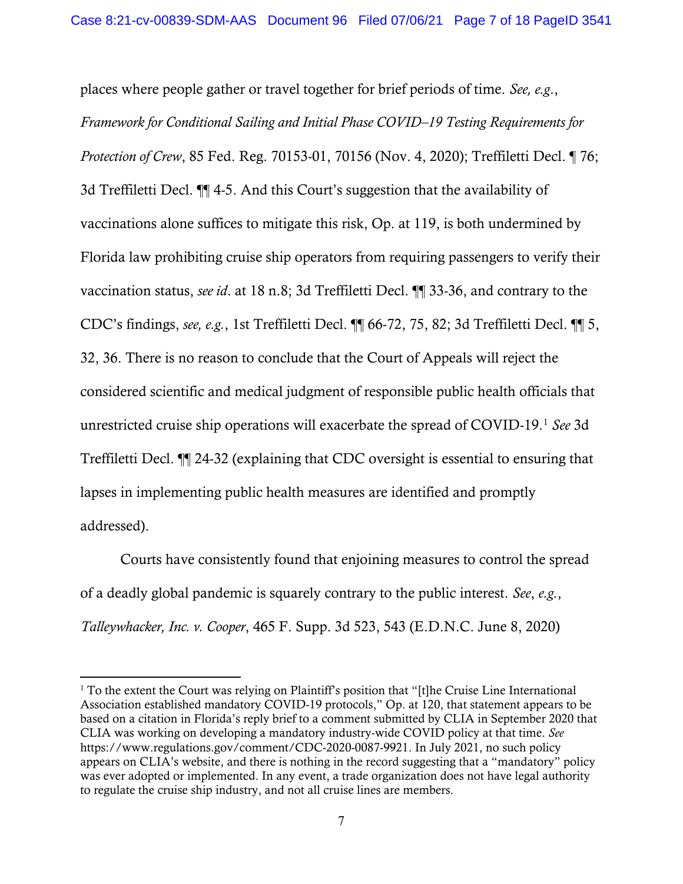places where people gather or travel together for brief periods of time. *See, e.g.*, *Framework for Conditional Sailing and Initial Phase COVID–19 Testing Requirements for Protection of Crew*, 85 Fed. Reg. 70153-01, 70156 (Nov. 4, 2020); Treffiletti Decl. ¶ 76; 3d Treffiletti Decl. ¶¶ 4-5. And this Court's suggestion that the availability of vaccinations alone suffices to mitigate this risk, Op. at 119, is both undermined by Florida law prohibiting cruise ship operators from requiring passengers to verify their vaccination status, *see id*. at 18 n.8; 3d Treffiletti Decl. ¶¶ 33-36, and contrary to the CDC's findings, *see, e.g.*, 1st Treffiletti Decl. ¶¶ 66-72, 75, 82; 3d Treffiletti Decl. ¶¶ 5, 32, 36. There is no reason to conclude that the Court of Appeals will reject the considered scientific and medical judgment of responsible public health officials that unrestricted cruise ship operations will exacerbate the spread of COVID-19.[1] *See* 3d Treffiletti Decl. ¶¶ 24-32 (explaining that CDC oversight is essential to ensuring that lapses in implementing public health measures are identified and promptly addressed).

Courts have consistently found that enjoining measures to control the spread of a deadly global pandemic is squarely contrary to the public interest. *See*, *e.g.*, *Talleywhacker, Inc. v. Cooper*, 465 F. Supp. 3d 523, 543 (E.D.N.C. June 8, 2020)

---

[1] To the extent the Court was relying on Plaintiff's position that "[t]he Cruise Line International Association established mandatory COVID-19 protocols," Op. at 120, that statement appears to be based on a citation in Florida's reply brief to a comment submitted by CLIA in September 2020 that CLIA was working on developing a mandatory industry-wide COVID policy at that time. *See* https://www.regulations.gov/comment/CDC-2020-0087-9921. In July 2021, no such policy appears on CLIA's website, and there is nothing in the record suggesting that a "mandatory" policy was ever adopted or implemented. In any event, a trade organization does not have legal authority to regulate the cruise ship industry, and not all cruise lines are members.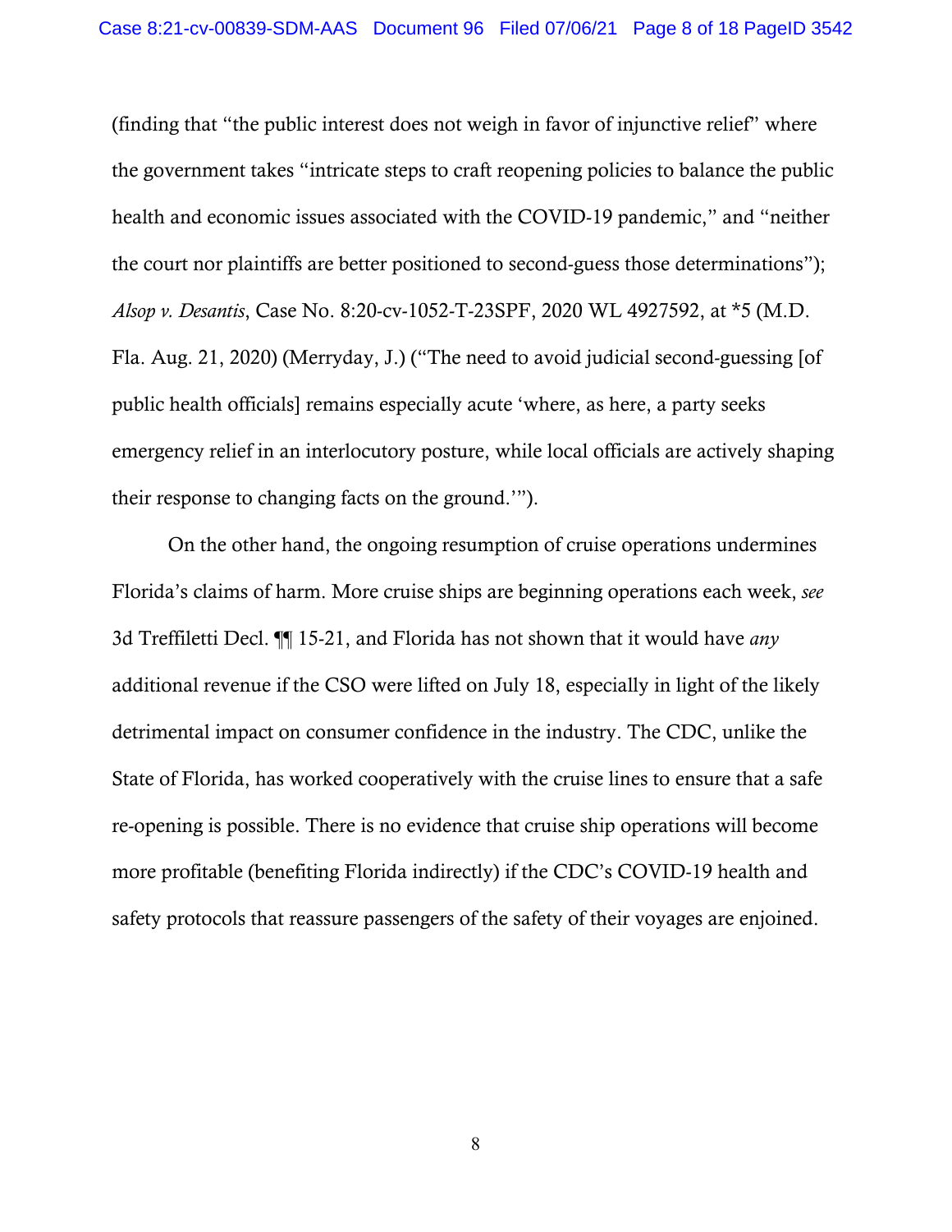(finding that "the public interest does not weigh in favor of injunctive relief" where the government takes "intricate steps to craft reopening policies to balance the public health and economic issues associated with the COVID-19 pandemic," and "neither the court nor plaintiffs are better positioned to second-guess those determinations"); *Alsop v. Desantis*, Case No. 8:20-cv-1052-T-23SPF, 2020 WL 4927592, at *5 (M.D. Fla. Aug. 21, 2020) (Merryday, J.) ("The need to avoid judicial second-guessing [of public health officials] remains especially acute 'where, as here, a party seeks emergency relief in an interlocutory posture, while local officials are actively shaping their response to changing facts on the ground.'").

On the other hand, the ongoing resumption of cruise operations undermines Florida's claims of harm. More cruise ships are beginning operations each week, *see* 3d Treffiletti Decl. ¶¶ 15-21, and Florida has not shown that it would have *any* additional revenue if the CSO were lifted on July 18, especially in light of the likely detrimental impact on consumer confidence in the industry. The CDC, unlike the State of Florida, has worked cooperatively with the cruise lines to ensure that a safe re-opening is possible. There is no evidence that cruise ship operations will become more profitable (benefiting Florida indirectly) if the CDC's COVID-19 health and safety protocols that reassure passengers of the safety of their voyages are enjoined.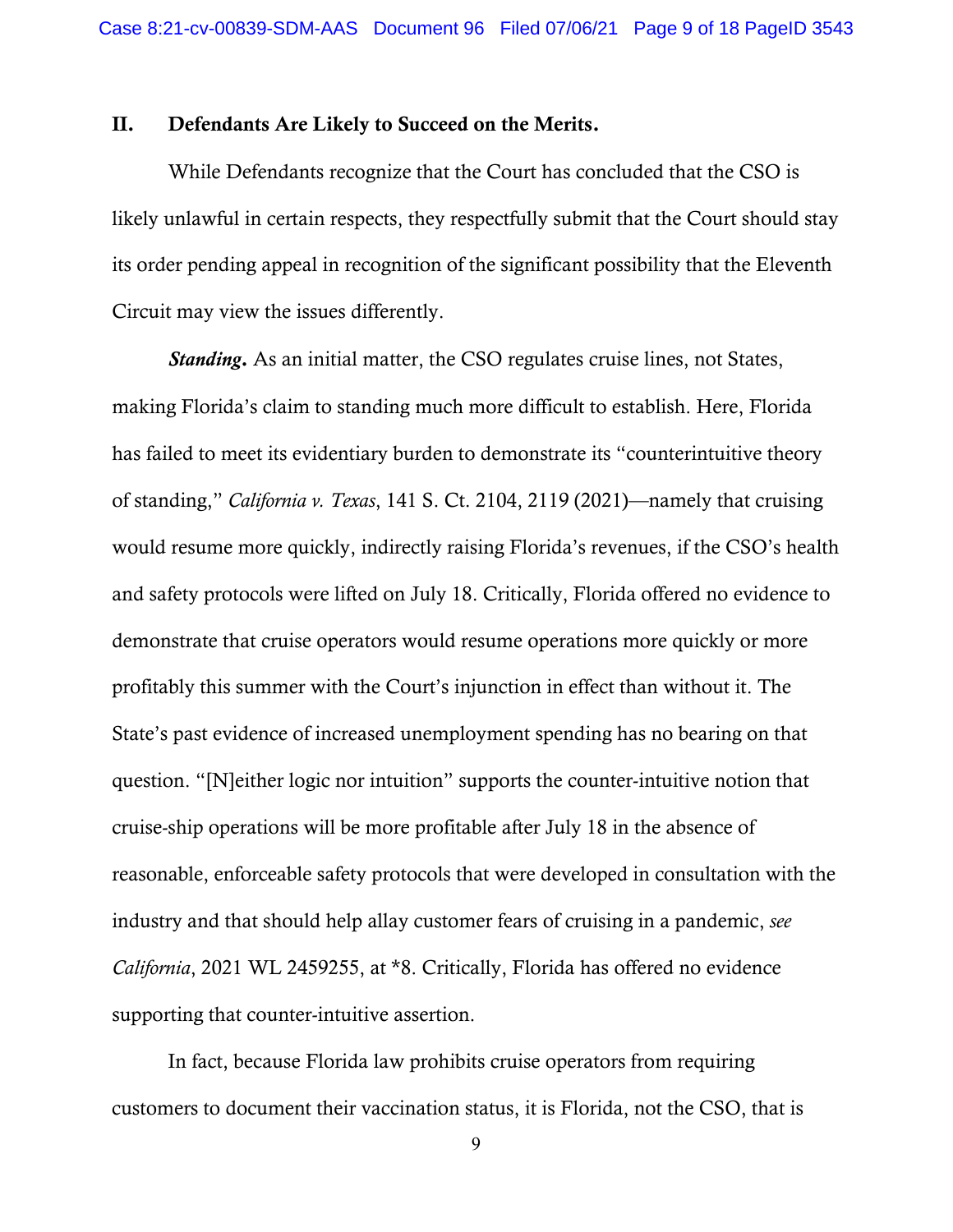## II. Defendants Are Likely to Succeed on the Merits.

While Defendants recognize that the Court has concluded that the CSO is likely unlawful in certain respects, they respectfully submit that the Court should stay its order pending appeal in recognition of the significant possibility that the Eleventh Circuit may view the issues differently.

***Standing*.** As an initial matter, the CSO regulates cruise lines, not States, making Florida's claim to standing much more difficult to establish. Here, Florida has failed to meet its evidentiary burden to demonstrate its "counterintuitive theory of standing," *California v. Texas*, 141 S. Ct. 2104, 2119 (2021)—namely that cruising would resume more quickly, indirectly raising Florida's revenues, if the CSO's health and safety protocols were lifted on July 18. Critically, Florida offered no evidence to demonstrate that cruise operators would resume operations more quickly or more profitably this summer with the Court's injunction in effect than without it. The State's past evidence of increased unemployment spending has no bearing on that question. "[N]either logic nor intuition" supports the counter-intuitive notion that cruise-ship operations will be more profitable after July 18 in the absence of reasonable, enforceable safety protocols that were developed in consultation with the industry and that should help allay customer fears of cruising in a pandemic, *see California*, 2021 WL 2459255, at *8. Critically, Florida has offered no evidence supporting that counter-intuitive assertion.

In fact, because Florida law prohibits cruise operators from requiring customers to document their vaccination status, it is Florida, not the CSO, that is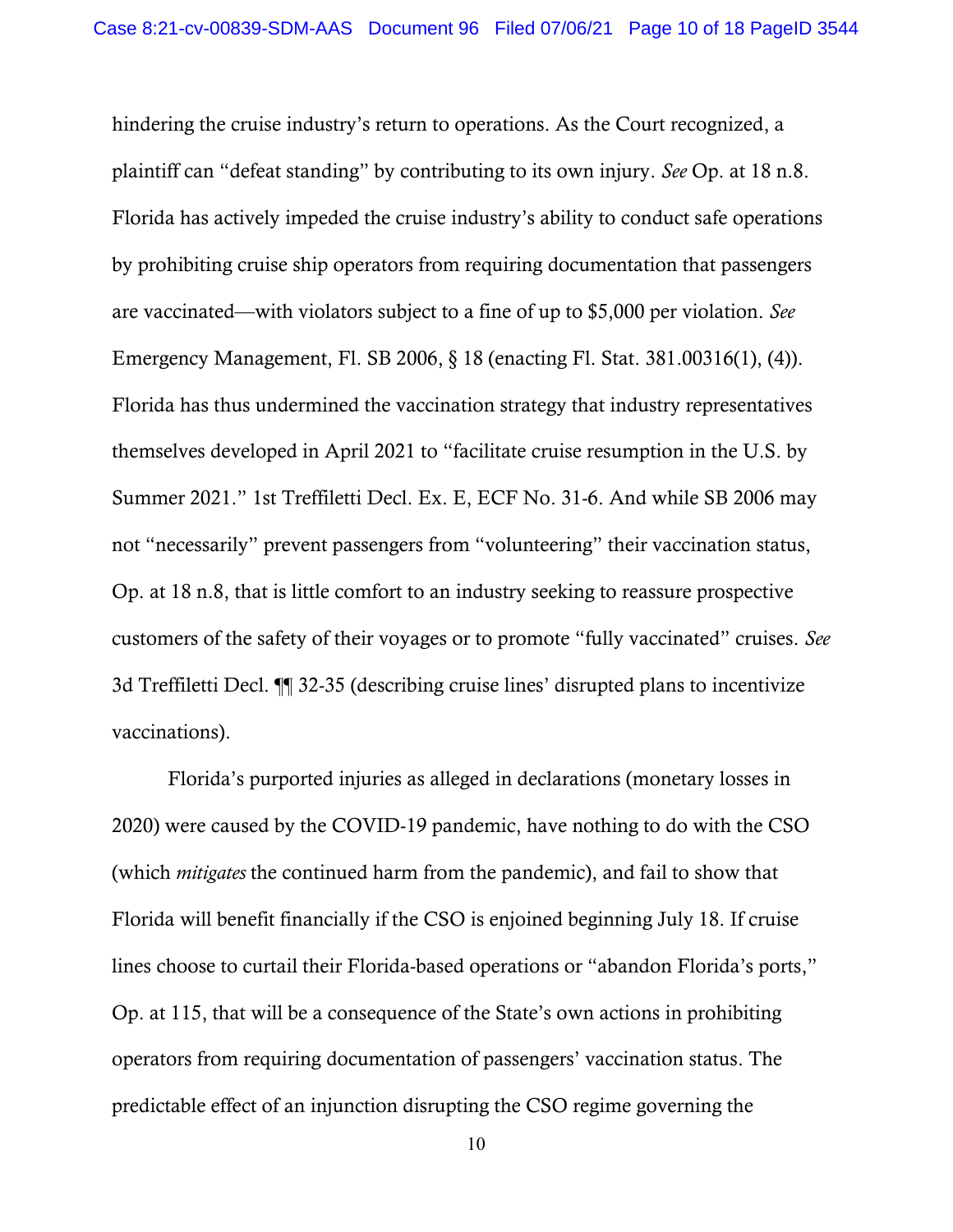hindering the cruise industry's return to operations. As the Court recognized, a plaintiff can "defeat standing" by contributing to its own injury. *See* Op. at 18 n.8. Florida has actively impeded the cruise industry's ability to conduct safe operations by prohibiting cruise ship operators from requiring documentation that passengers are vaccinated—with violators subject to a fine of up to $5,000 per violation. *See* Emergency Management, Fl. SB 2006, § 18 (enacting Fl. Stat. 381.00316(1), (4)). Florida has thus undermined the vaccination strategy that industry representatives themselves developed in April 2021 to "facilitate cruise resumption in the U.S. by Summer 2021." 1st Treffiletti Decl. Ex. E, ECF No. 31-6. And while SB 2006 may not "necessarily" prevent passengers from "volunteering" their vaccination status, Op. at 18 n.8, that is little comfort to an industry seeking to reassure prospective customers of the safety of their voyages or to promote "fully vaccinated" cruises. *See* 3d Treffiletti Decl. ¶¶ 32-35 (describing cruise lines' disrupted plans to incentivize vaccinations).

Florida's purported injuries as alleged in declarations (monetary losses in 2020) were caused by the COVID-19 pandemic, have nothing to do with the CSO (which *mitigates* the continued harm from the pandemic), and fail to show that Florida will benefit financially if the CSO is enjoined beginning July 18. If cruise lines choose to curtail their Florida-based operations or "abandon Florida's ports," Op. at 115, that will be a consequence of the State's own actions in prohibiting operators from requiring documentation of passengers' vaccination status. The predictable effect of an injunction disrupting the CSO regime governing the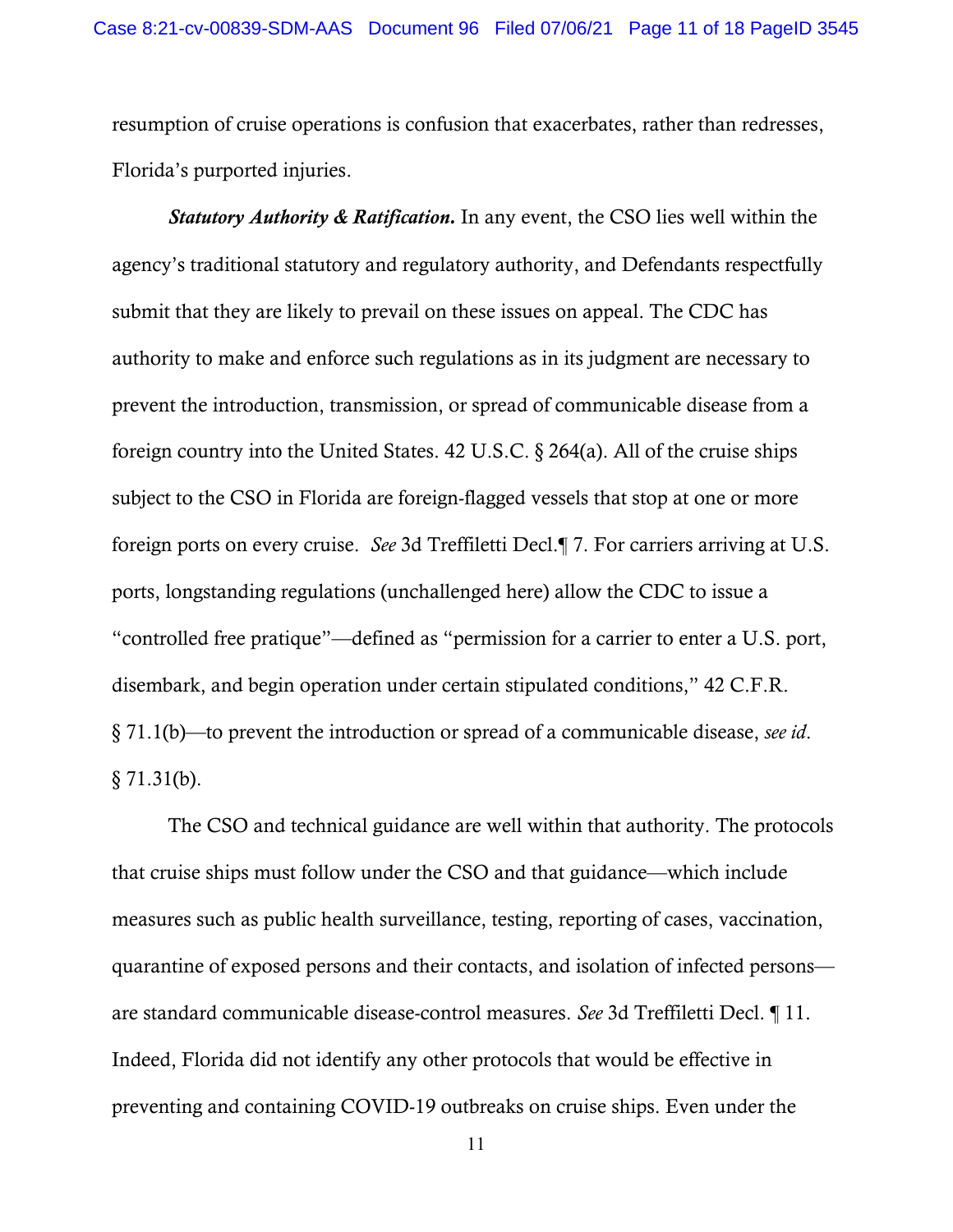resumption of cruise operations is confusion that exacerbates, rather than redresses, Florida's purported injuries.

***Statutory Authority & Ratification.*** In any event, the CSO lies well within the agency's traditional statutory and regulatory authority, and Defendants respectfully submit that they are likely to prevail on these issues on appeal. The CDC has authority to make and enforce such regulations as in its judgment are necessary to prevent the introduction, transmission, or spread of communicable disease from a foreign country into the United States. 42 U.S.C. § 264(a). All of the cruise ships subject to the CSO in Florida are foreign-flagged vessels that stop at one or more foreign ports on every cruise. *See* 3d Treffiletti Decl.¶ 7. For carriers arriving at U.S. ports, longstanding regulations (unchallenged here) allow the CDC to issue a "controlled free pratique"—defined as "permission for a carrier to enter a U.S. port, disembark, and begin operation under certain stipulated conditions," 42 C.F.R. § 71.1(b)—to prevent the introduction or spread of a communicable disease, *see id*. § 71.31(b).

The CSO and technical guidance are well within that authority. The protocols that cruise ships must follow under the CSO and that guidance—which include measures such as public health surveillance, testing, reporting of cases, vaccination, quarantine of exposed persons and their contacts, and isolation of infected persons—are standard communicable disease-control measures. *See* 3d Treffiletti Decl. ¶ 11. Indeed, Florida did not identify any other protocols that would be effective in preventing and containing COVID-19 outbreaks on cruise ships. Even under the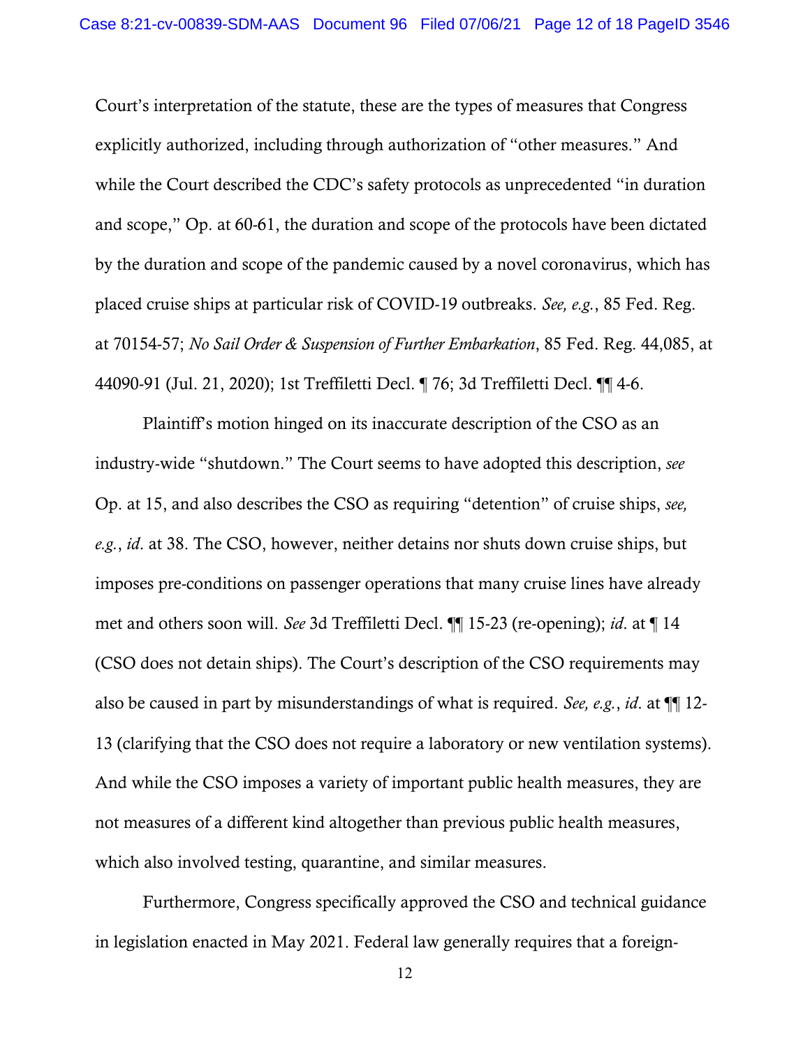Court's interpretation of the statute, these are the types of measures that Congress explicitly authorized, including through authorization of "other measures." And while the Court described the CDC's safety protocols as unprecedented "in duration and scope," Op. at 60-61, the duration and scope of the protocols have been dictated by the duration and scope of the pandemic caused by a novel coronavirus, which has placed cruise ships at particular risk of COVID-19 outbreaks. *See, e.g.*, 85 Fed. Reg. at 70154-57; *No Sail Order & Suspension of Further Embarkation*, 85 Fed. Reg. 44,085, at 44090-91 (Jul. 21, 2020); 1st Treffiletti Decl. ¶ 76; 3d Treffiletti Decl. ¶¶ 4-6.

Plaintiff's motion hinged on its inaccurate description of the CSO as an industry-wide "shutdown." The Court seems to have adopted this description, *see* Op. at 15, and also describes the CSO as requiring "detention" of cruise ships, *see, e.g.*, *id*. at 38. The CSO, however, neither detains nor shuts down cruise ships, but imposes pre-conditions on passenger operations that many cruise lines have already met and others soon will. *See* 3d Treffiletti Decl. ¶¶ 15-23 (re-opening); *id*. at ¶ 14 (CSO does not detain ships). The Court's description of the CSO requirements may also be caused in part by misunderstandings of what is required. *See, e.g.*, *id*. at ¶¶ 12-13 (clarifying that the CSO does not require a laboratory or new ventilation systems). And while the CSO imposes a variety of important public health measures, they are not measures of a different kind altogether than previous public health measures, which also involved testing, quarantine, and similar measures.

Furthermore, Congress specifically approved the CSO and technical guidance in legislation enacted in May 2021. Federal law generally requires that a foreign-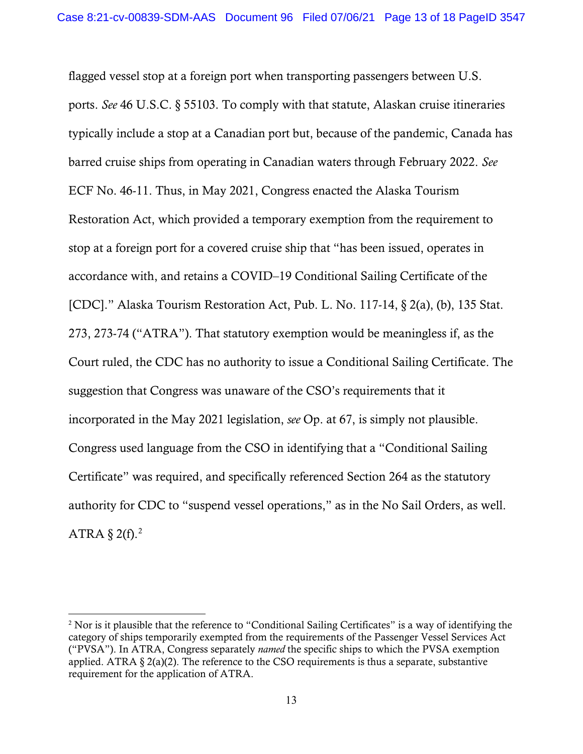flagged vessel stop at a foreign port when transporting passengers between U.S. ports. *See* 46 U.S.C. § 55103. To comply with that statute, Alaskan cruise itineraries typically include a stop at a Canadian port but, because of the pandemic, Canada has barred cruise ships from operating in Canadian waters through February 2022. *See* ECF No. 46-11. Thus, in May 2021, Congress enacted the Alaska Tourism Restoration Act, which provided a temporary exemption from the requirement to stop at a foreign port for a covered cruise ship that "has been issued, operates in accordance with, and retains a COVID–19 Conditional Sailing Certificate of the [CDC]." Alaska Tourism Restoration Act, Pub. L. No. 117-14, § 2(a), (b), 135 Stat. 273, 273-74 ("ATRA"). That statutory exemption would be meaningless if, as the Court ruled, the CDC has no authority to issue a Conditional Sailing Certificate. The suggestion that Congress was unaware of the CSO's requirements that it incorporated in the May 2021 legislation, *see* Op. at 67, is simply not plausible. Congress used language from the CSO in identifying that a "Conditional Sailing Certificate" was required, and specifically referenced Section 264 as the statutory authority for CDC to "suspend vessel operations," as in the No Sail Orders, as well. ATRA § 2(f).[2]

---

[2] Nor is it plausible that the reference to "Conditional Sailing Certificates" is a way of identifying the category of ships temporarily exempted from the requirements of the Passenger Vessel Services Act ("PVSA"). In ATRA, Congress separately *named* the specific ships to which the PVSA exemption applied. ATRA § 2(a)(2). The reference to the CSO requirements is thus a separate, substantive requirement for the application of ATRA.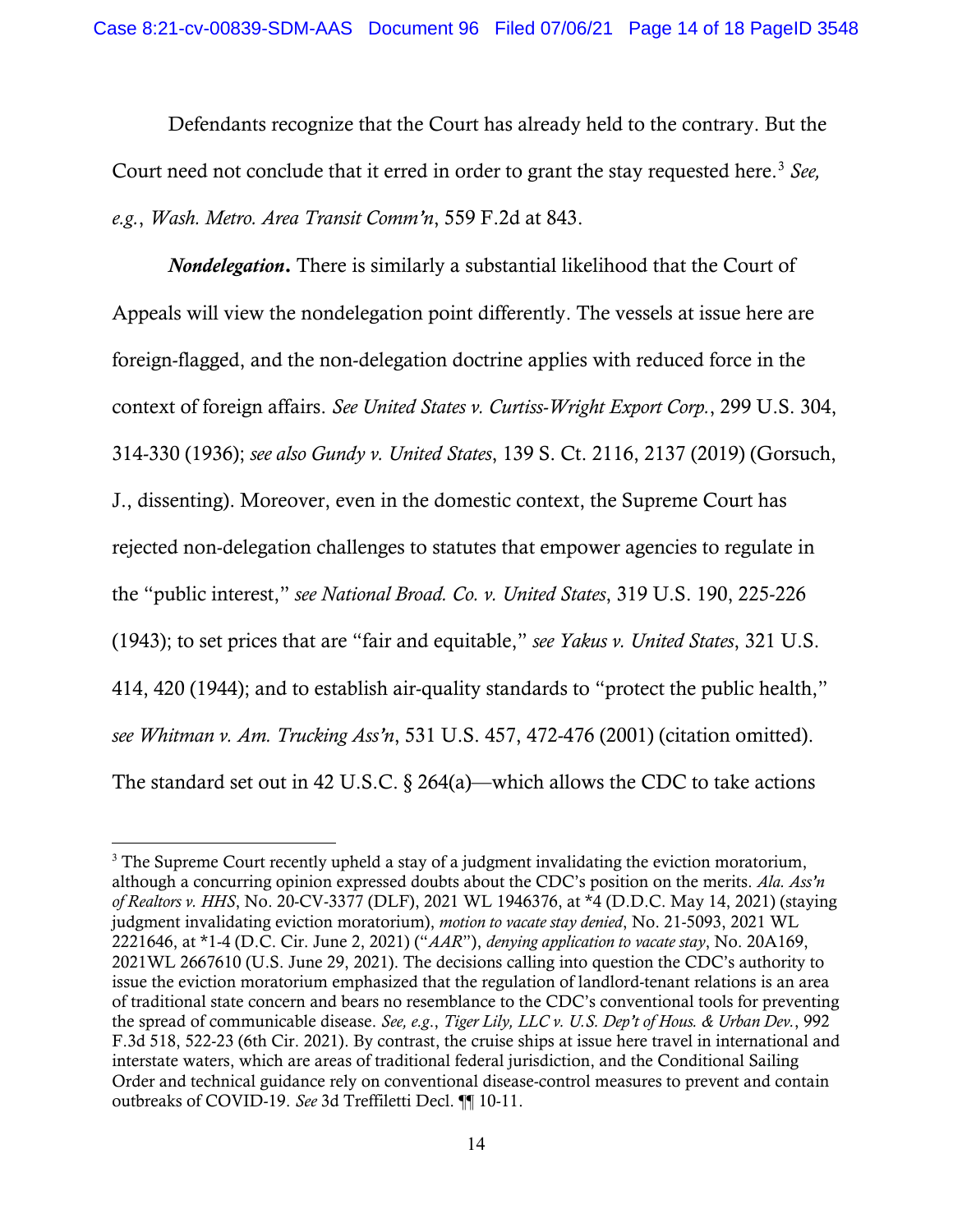Defendants recognize that the Court has already held to the contrary. But the Court need not conclude that it erred in order to grant the stay requested here.[3] *See, e.g.*, *Wash. Metro. Area Transit Comm'n*, 559 F.2d at 843.

***Nondelegation*.** There is similarly a substantial likelihood that the Court of Appeals will view the nondelegation point differently. The vessels at issue here are foreign-flagged, and the non-delegation doctrine applies with reduced force in the context of foreign affairs. *See United States v. Curtiss-Wright Export Corp.*, 299 U.S. 304, 314-330 (1936); *see also Gundy v. United States*, 139 S. Ct. 2116, 2137 (2019) (Gorsuch, J., dissenting). Moreover, even in the domestic context, the Supreme Court has rejected non-delegation challenges to statutes that empower agencies to regulate in the "public interest," *see National Broad. Co. v. United States*, 319 U.S. 190, 225-226 (1943); to set prices that are "fair and equitable," *see Yakus v. United States*, 321 U.S. 414, 420 (1944); and to establish air-quality standards to "protect the public health," *see Whitman v. Am. Trucking Ass'n*, 531 U.S. 457, 472-476 (2001) (citation omitted). The standard set out in 42 U.S.C. § 264(a)—which allows the CDC to take actions

---

[3] The Supreme Court recently upheld a stay of a judgment invalidating the eviction moratorium, although a concurring opinion expressed doubts about the CDC's position on the merits. *Ala. Ass'n of Realtors v. HHS*, No. 20-CV-3377 (DLF), 2021 WL 1946376, at *4 (D.D.C. May 14, 2021) (staying judgment invalidating eviction moratorium), *motion to vacate stay denied*, No. 21-5093, 2021 WL 2221646, at *1-4 (D.C. Cir. June 2, 2021) ("*AAR*"), *denying application to vacate stay*, No. 20A169, 2021WL 2667610 (U.S. June 29, 2021). The decisions calling into question the CDC's authority to issue the eviction moratorium emphasized that the regulation of landlord-tenant relations is an area of traditional state concern and bears no resemblance to the CDC's conventional tools for preventing the spread of communicable disease. *See, e.g.*, *Tiger Lily, LLC v. U.S. Dep't of Hous. & Urban Dev.*, 992 F.3d 518, 522-23 (6th Cir. 2021). By contrast, the cruise ships at issue here travel in international and interstate waters, which are areas of traditional federal jurisdiction, and the Conditional Sailing Order and technical guidance rely on conventional disease-control measures to prevent and contain outbreaks of COVID-19. *See* 3d Treffiletti Decl. ¶¶ 10-11.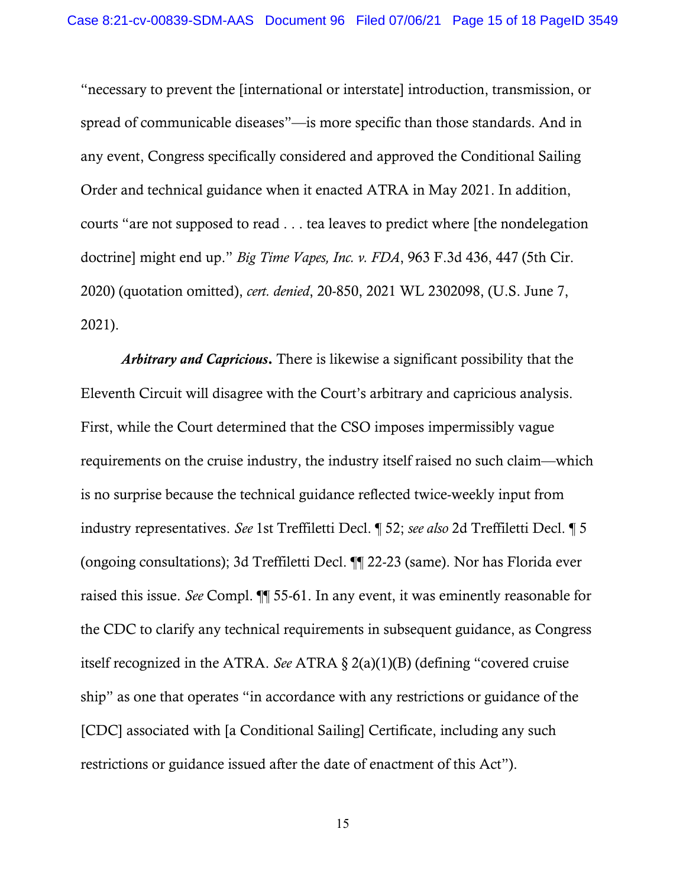"necessary to prevent the [international or interstate] introduction, transmission, or spread of communicable diseases"—is more specific than those standards. And in any event, Congress specifically considered and approved the Conditional Sailing Order and technical guidance when it enacted ATRA in May 2021. In addition, courts "are not supposed to read . . . tea leaves to predict where [the nondelegation doctrine] might end up." *Big Time Vapes, Inc. v. FDA*, 963 F.3d 436, 447 (5th Cir. 2020) (quotation omitted), *cert. denied*, 20-850, 2021 WL 2302098, (U.S. June 7, 2021).

***Arbitrary and Capricious*.** There is likewise a significant possibility that the Eleventh Circuit will disagree with the Court's arbitrary and capricious analysis. First, while the Court determined that the CSO imposes impermissibly vague requirements on the cruise industry, the industry itself raised no such claim—which is no surprise because the technical guidance reflected twice-weekly input from industry representatives. *See* 1st Treffiletti Decl. ¶ 52; *see also* 2d Treffiletti Decl. ¶ 5 (ongoing consultations); 3d Treffiletti Decl. ¶¶ 22-23 (same). Nor has Florida ever raised this issue. *See* Compl. ¶¶ 55-61. In any event, it was eminently reasonable for the CDC to clarify any technical requirements in subsequent guidance, as Congress itself recognized in the ATRA. *See* ATRA § 2(a)(1)(B) (defining "covered cruise ship" as one that operates "in accordance with any restrictions or guidance of the [CDC] associated with [a Conditional Sailing] Certificate, including any such restrictions or guidance issued after the date of enactment of this Act").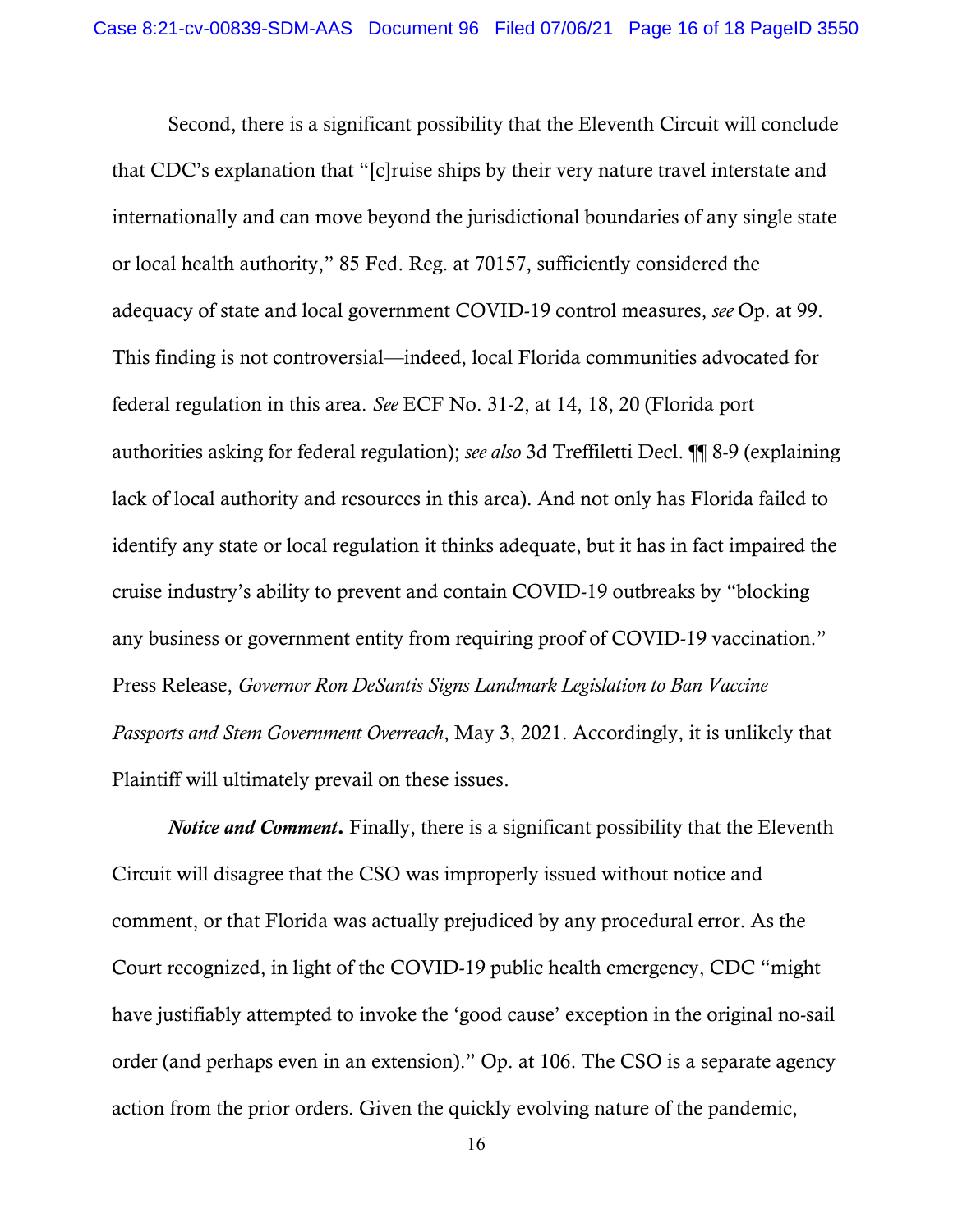Second, there is a significant possibility that the Eleventh Circuit will conclude that CDC's explanation that "[c]ruise ships by their very nature travel interstate and internationally and can move beyond the jurisdictional boundaries of any single state or local health authority," 85 Fed. Reg. at 70157, sufficiently considered the adequacy of state and local government COVID-19 control measures, *see* Op. at 99. This finding is not controversial—indeed, local Florida communities advocated for federal regulation in this area. *See* ECF No. 31-2, at 14, 18, 20 (Florida port authorities asking for federal regulation); *see also* 3d Treffiletti Decl. ¶¶ 8-9 (explaining lack of local authority and resources in this area). And not only has Florida failed to identify any state or local regulation it thinks adequate, but it has in fact impaired the cruise industry's ability to prevent and contain COVID-19 outbreaks by "blocking any business or government entity from requiring proof of COVID-19 vaccination." Press Release, *Governor Ron DeSantis Signs Landmark Legislation to Ban Vaccine Passports and Stem Government Overreach*, May 3, 2021. Accordingly, it is unlikely that Plaintiff will ultimately prevail on these issues.

***Notice and Comment***. Finally, there is a significant possibility that the Eleventh Circuit will disagree that the CSO was improperly issued without notice and comment, or that Florida was actually prejudiced by any procedural error. As the Court recognized, in light of the COVID-19 public health emergency, CDC "might have justifiably attempted to invoke the 'good cause' exception in the original no-sail order (and perhaps even in an extension)." Op. at 106. The CSO is a separate agency action from the prior orders. Given the quickly evolving nature of the pandemic,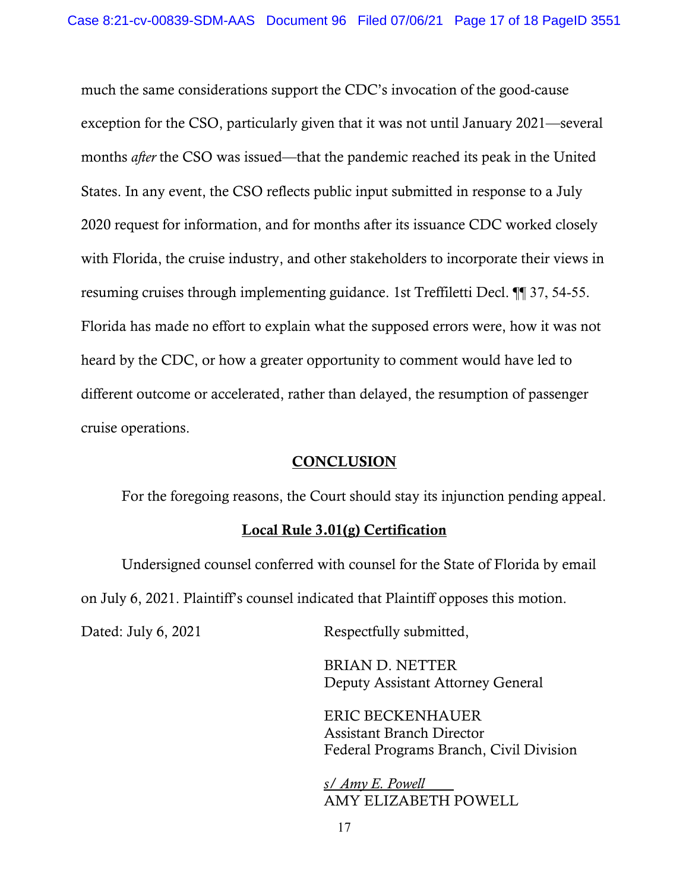much the same considerations support the CDC's invocation of the good-cause exception for the CSO, particularly given that it was not until January 2021—several months *after* the CSO was issued—that the pandemic reached its peak in the United States. In any event, the CSO reflects public input submitted in response to a July 2020 request for information, and for months after its issuance CDC worked closely with Florida, the cruise industry, and other stakeholders to incorporate their views in resuming cruises through implementing guidance. 1st Treffiletti Decl. ¶¶ 37, 54-55. Florida has made no effort to explain what the supposed errors were, how it was not heard by the CDC, or how a greater opportunity to comment would have led to different outcome or accelerated, rather than delayed, the resumption of passenger cruise operations.

## CONCLUSION

For the foregoing reasons, the Court should stay its injunction pending appeal.

### Local Rule 3.01(g) Certification

Undersigned counsel conferred with counsel for the State of Florida by email on July 6, 2021. Plaintiff's counsel indicated that Plaintiff opposes this motion.

Dated: July 6, 2021

Respectfully submitted,

BRIAN D. NETTER
Deputy Assistant Attorney General

ERIC BECKENHAUER
Assistant Branch Director
Federal Programs Branch, Civil Division

*s/ Amy E. Powell*
AMY ELIZABETH POWELL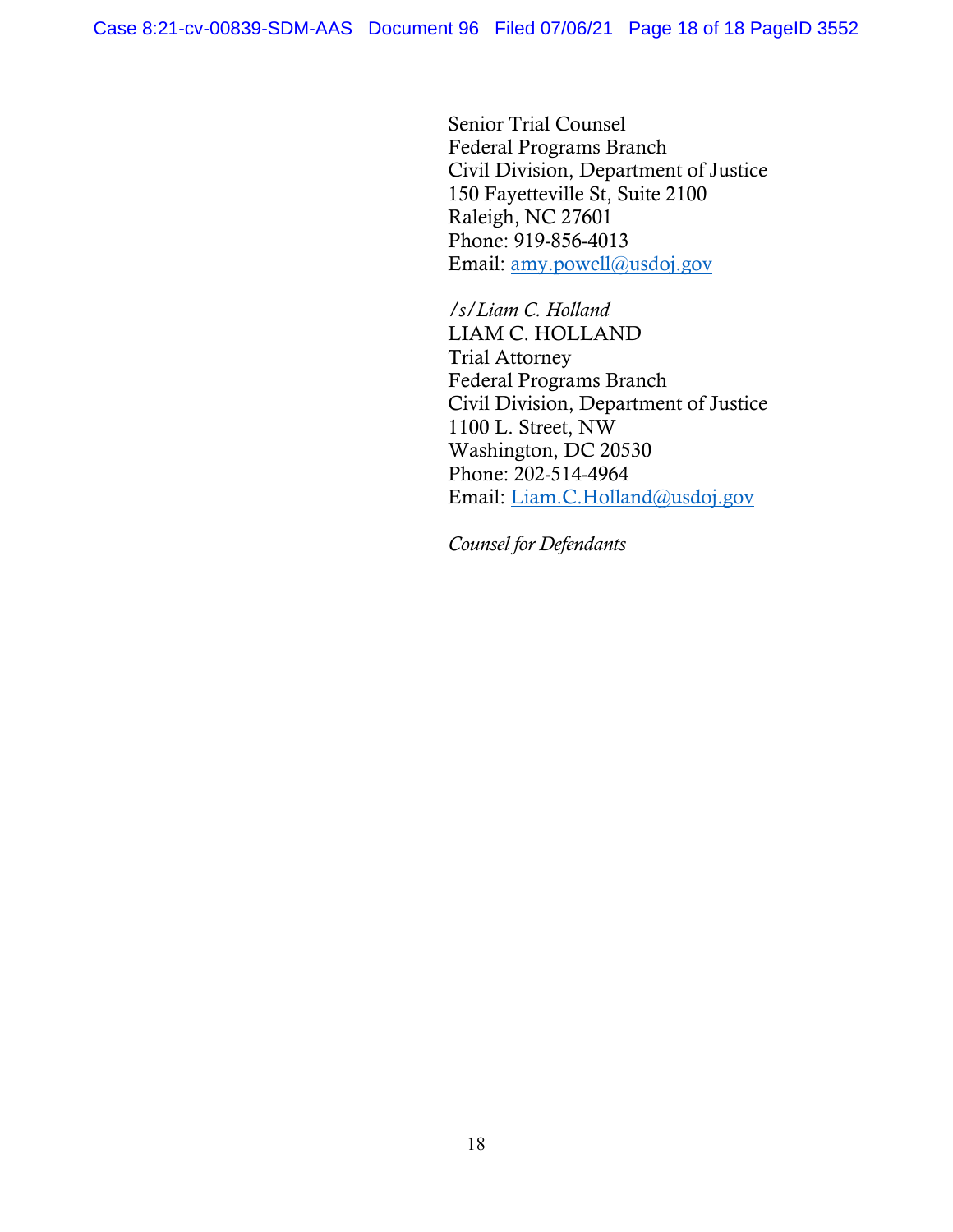Senior Trial Counsel
Federal Programs Branch
Civil Division, Department of Justice
150 Fayetteville St, Suite 2100
Raleigh, NC 27601
Phone: 919-856-4013
Email: amy.powell@usdoj.gov

*/s/Liam C. Holland*
LIAM C. HOLLAND
Trial Attorney
Federal Programs Branch
Civil Division, Department of Justice
1100 L. Street, NW
Washington, DC 20530
Phone: 202-514-4964
Email: Liam.C.Holland@usdoj.gov

*Counsel for Defendants*